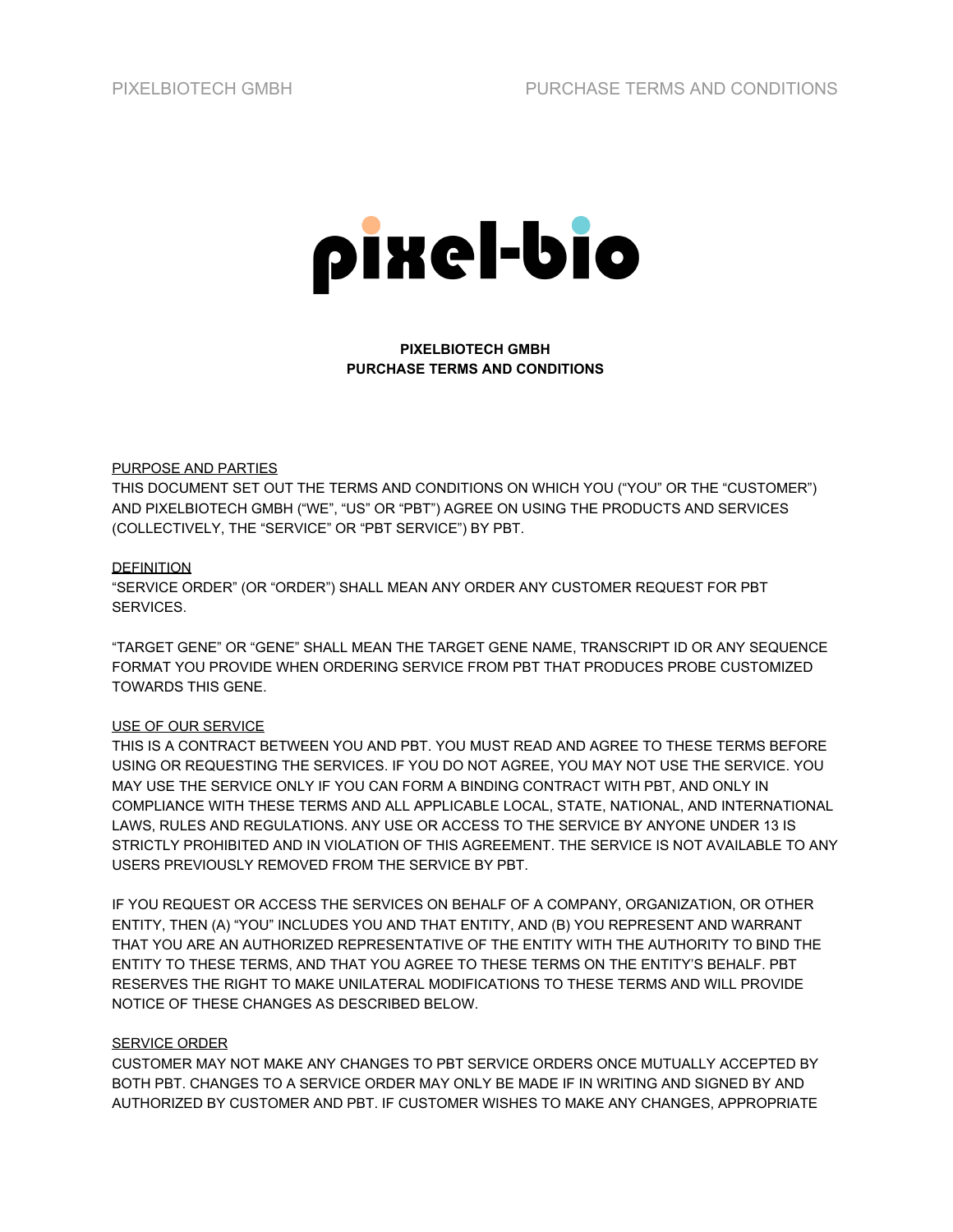**pixel-bio**

# PIXELBIOTECH GMBH
# PURCHASE TERMS AND CONDITIONS

<u>PURPOSE AND PARTIES</u>

THIS DOCUMENT SET OUT THE TERMS AND CONDITIONS ON WHICH YOU ("YOU" OR THE "CUSTOMER") AND PIXELBIOTECH GMBH ("WE", "US" OR "PBT") AGREE ON USING THE PRODUCTS AND SERVICES (COLLECTIVELY, THE "SERVICE" OR "PBT SERVICE") BY PBT.

<u>DEFINITION</u>

"SERVICE ORDER" (OR "ORDER") SHALL MEAN ANY ORDER ANY CUSTOMER REQUEST FOR PBT SERVICES.

"TARGET GENE" OR "GENE" SHALL MEAN THE TARGET GENE NAME, TRANSCRIPT ID OR ANY SEQUENCE FORMAT YOU PROVIDE WHEN ORDERING SERVICE FROM PBT THAT PRODUCES PROBE CUSTOMIZED TOWARDS THIS GENE.

<u>USE OF OUR SERVICE</u>

THIS IS A CONTRACT BETWEEN YOU AND PBT. YOU MUST READ AND AGREE TO THESE TERMS BEFORE USING OR REQUESTING THE SERVICES. IF YOU DO NOT AGREE, YOU MAY NOT USE THE SERVICE. YOU MAY USE THE SERVICE ONLY IF YOU CAN FORM A BINDING CONTRACT WITH PBT, AND ONLY IN COMPLIANCE WITH THESE TERMS AND ALL APPLICABLE LOCAL, STATE, NATIONAL, AND INTERNATIONAL LAWS, RULES AND REGULATIONS. ANY USE OR ACCESS TO THE SERVICE BY ANYONE UNDER 13 IS STRICTLY PROHIBITED AND IN VIOLATION OF THIS AGREEMENT. THE SERVICE IS NOT AVAILABLE TO ANY USERS PREVIOUSLY REMOVED FROM THE SERVICE BY PBT.

IF YOU REQUEST OR ACCESS THE SERVICES ON BEHALF OF A COMPANY, ORGANIZATION, OR OTHER ENTITY, THEN (A) "YOU" INCLUDES YOU AND THAT ENTITY, AND (B) YOU REPRESENT AND WARRANT THAT YOU ARE AN AUTHORIZED REPRESENTATIVE OF THE ENTITY WITH THE AUTHORITY TO BIND THE ENTITY TO THESE TERMS, AND THAT YOU AGREE TO THESE TERMS ON THE ENTITY'S BEHALF. PBT RESERVES THE RIGHT TO MAKE UNILATERAL MODIFICATIONS TO THESE TERMS AND WILL PROVIDE NOTICE OF THESE CHANGES AS DESCRIBED BELOW.

<u>SERVICE ORDER</u>

CUSTOMER MAY NOT MAKE ANY CHANGES TO PBT SERVICE ORDERS ONCE MUTUALLY ACCEPTED BY BOTH PBT. CHANGES TO A SERVICE ORDER MAY ONLY BE MADE IF IN WRITING AND SIGNED BY AND AUTHORIZED BY CUSTOMER AND PBT. IF CUSTOMER WISHES TO MAKE ANY CHANGES, APPROPRIATE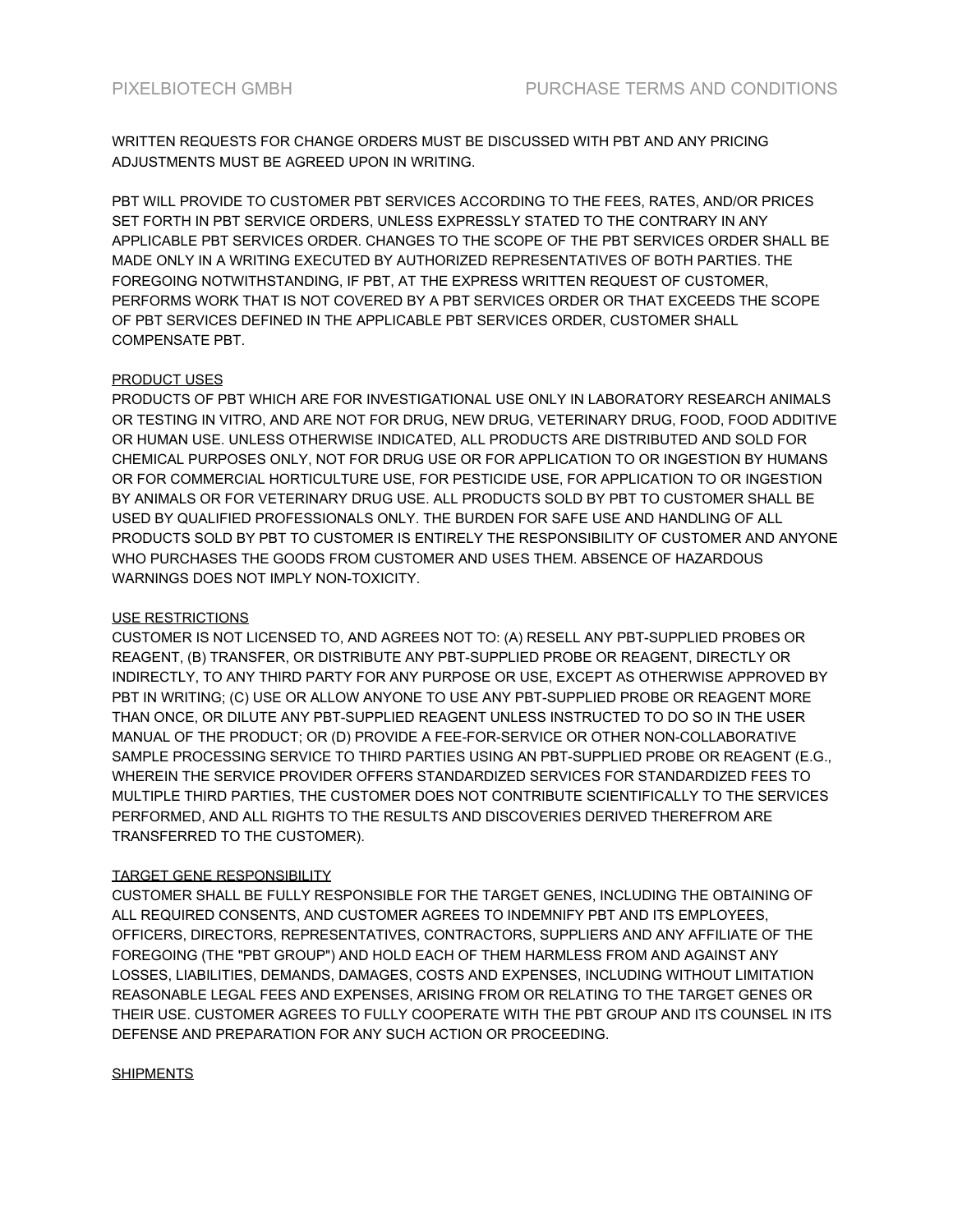WRITTEN REQUESTS FOR CHANGE ORDERS MUST BE DISCUSSED WITH PBT AND ANY PRICING ADJUSTMENTS MUST BE AGREED UPON IN WRITING.

PBT WILL PROVIDE TO CUSTOMER PBT SERVICES ACCORDING TO THE FEES, RATES, AND/OR PRICES SET FORTH IN PBT SERVICE ORDERS, UNLESS EXPRESSLY STATED TO THE CONTRARY IN ANY APPLICABLE PBT SERVICES ORDER. CHANGES TO THE SCOPE OF THE PBT SERVICES ORDER SHALL BE MADE ONLY IN A WRITING EXECUTED BY AUTHORIZED REPRESENTATIVES OF BOTH PARTIES. THE FOREGOING NOTWITHSTANDING, IF PBT, AT THE EXPRESS WRITTEN REQUEST OF CUSTOMER, PERFORMS WORK THAT IS NOT COVERED BY A PBT SERVICES ORDER OR THAT EXCEEDS THE SCOPE OF PBT SERVICES DEFINED IN THE APPLICABLE PBT SERVICES ORDER, CUSTOMER SHALL COMPENSATE PBT.

## PRODUCT USES

PRODUCTS OF PBT WHICH ARE FOR INVESTIGATIONAL USE ONLY IN LABORATORY RESEARCH ANIMALS OR TESTING IN VITRO, AND ARE NOT FOR DRUG, NEW DRUG, VETERINARY DRUG, FOOD, FOOD ADDITIVE OR HUMAN USE. UNLESS OTHERWISE INDICATED, ALL PRODUCTS ARE DISTRIBUTED AND SOLD FOR CHEMICAL PURPOSES ONLY, NOT FOR DRUG USE OR FOR APPLICATION TO OR INGESTION BY HUMANS OR FOR COMMERCIAL HORTICULTURE USE, FOR PESTICIDE USE, FOR APPLICATION TO OR INGESTION BY ANIMALS OR FOR VETERINARY DRUG USE. ALL PRODUCTS SOLD BY PBT TO CUSTOMER SHALL BE USED BY QUALIFIED PROFESSIONALS ONLY. THE BURDEN FOR SAFE USE AND HANDLING OF ALL PRODUCTS SOLD BY PBT TO CUSTOMER IS ENTIRELY THE RESPONSIBILITY OF CUSTOMER AND ANYONE WHO PURCHASES THE GOODS FROM CUSTOMER AND USES THEM. ABSENCE OF HAZARDOUS WARNINGS DOES NOT IMPLY NON-TOXICITY.

## USE RESTRICTIONS

CUSTOMER IS NOT LICENSED TO, AND AGREES NOT TO: (A) RESELL ANY PBT-SUPPLIED PROBES OR REAGENT, (B) TRANSFER, OR DISTRIBUTE ANY PBT-SUPPLIED PROBE OR REAGENT, DIRECTLY OR INDIRECTLY, TO ANY THIRD PARTY FOR ANY PURPOSE OR USE, EXCEPT AS OTHERWISE APPROVED BY PBT IN WRITING; (C) USE OR ALLOW ANYONE TO USE ANY PBT-SUPPLIED PROBE OR REAGENT MORE THAN ONCE, OR DILUTE ANY PBT-SUPPLIED REAGENT UNLESS INSTRUCTED TO DO SO IN THE USER MANUAL OF THE PRODUCT; OR (D) PROVIDE A FEE-FOR-SERVICE OR OTHER NON-COLLABORATIVE SAMPLE PROCESSING SERVICE TO THIRD PARTIES USING AN PBT-SUPPLIED PROBE OR REAGENT (E.G., WHEREIN THE SERVICE PROVIDER OFFERS STANDARDIZED SERVICES FOR STANDARDIZED FEES TO MULTIPLE THIRD PARTIES, THE CUSTOMER DOES NOT CONTRIBUTE SCIENTIFICALLY TO THE SERVICES PERFORMED, AND ALL RIGHTS TO THE RESULTS AND DISCOVERIES DERIVED THEREFROM ARE TRANSFERRED TO THE CUSTOMER).

## TARGET GENE RESPONSIBILITY

CUSTOMER SHALL BE FULLY RESPONSIBLE FOR THE TARGET GENES, INCLUDING THE OBTAINING OF ALL REQUIRED CONSENTS, AND CUSTOMER AGREES TO INDEMNIFY PBT AND ITS EMPLOYEES, OFFICERS, DIRECTORS, REPRESENTATIVES, CONTRACTORS, SUPPLIERS AND ANY AFFILIATE OF THE FOREGOING (THE "PBT GROUP") AND HOLD EACH OF THEM HARMLESS FROM AND AGAINST ANY LOSSES, LIABILITIES, DEMANDS, DAMAGES, COSTS AND EXPENSES, INCLUDING WITHOUT LIMITATION REASONABLE LEGAL FEES AND EXPENSES, ARISING FROM OR RELATING TO THE TARGET GENES OR THEIR USE. CUSTOMER AGREES TO FULLY COOPERATE WITH THE PBT GROUP AND ITS COUNSEL IN ITS DEFENSE AND PREPARATION FOR ANY SUCH ACTION OR PROCEEDING.

## SHIPMENTS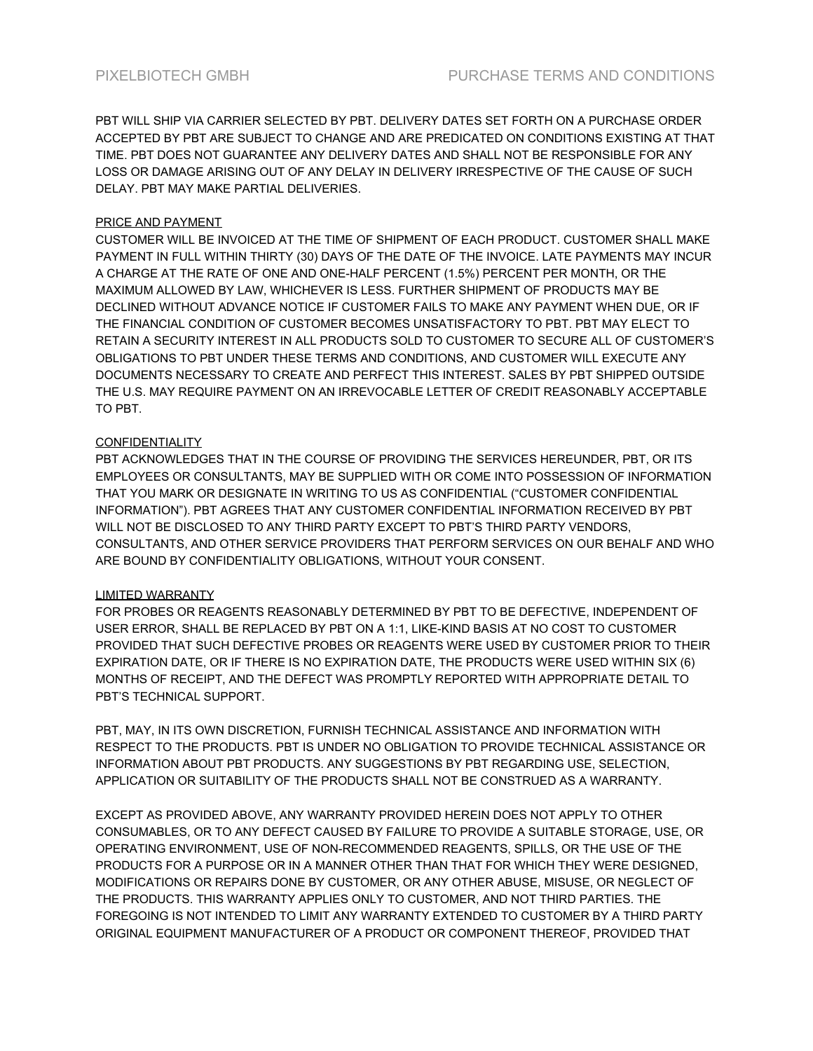PBT WILL SHIP VIA CARRIER SELECTED BY PBT. DELIVERY DATES SET FORTH ON A PURCHASE ORDER ACCEPTED BY PBT ARE SUBJECT TO CHANGE AND ARE PREDICATED ON CONDITIONS EXISTING AT THAT TIME. PBT DOES NOT GUARANTEE ANY DELIVERY DATES AND SHALL NOT BE RESPONSIBLE FOR ANY LOSS OR DAMAGE ARISING OUT OF ANY DELAY IN DELIVERY IRRESPECTIVE OF THE CAUSE OF SUCH DELAY. PBT MAY MAKE PARTIAL DELIVERIES.

## PRICE AND PAYMENT

CUSTOMER WILL BE INVOICED AT THE TIME OF SHIPMENT OF EACH PRODUCT. CUSTOMER SHALL MAKE PAYMENT IN FULL WITHIN THIRTY (30) DAYS OF THE DATE OF THE INVOICE. LATE PAYMENTS MAY INCUR A CHARGE AT THE RATE OF ONE AND ONE-HALF PERCENT (1.5%) PERCENT PER MONTH, OR THE MAXIMUM ALLOWED BY LAW, WHICHEVER IS LESS. FURTHER SHIPMENT OF PRODUCTS MAY BE DECLINED WITHOUT ADVANCE NOTICE IF CUSTOMER FAILS TO MAKE ANY PAYMENT WHEN DUE, OR IF THE FINANCIAL CONDITION OF CUSTOMER BECOMES UNSATISFACTORY TO PBT. PBT MAY ELECT TO RETAIN A SECURITY INTEREST IN ALL PRODUCTS SOLD TO CUSTOMER TO SECURE ALL OF CUSTOMER'S OBLIGATIONS TO PBT UNDER THESE TERMS AND CONDITIONS, AND CUSTOMER WILL EXECUTE ANY DOCUMENTS NECESSARY TO CREATE AND PERFECT THIS INTEREST. SALES BY PBT SHIPPED OUTSIDE THE U.S. MAY REQUIRE PAYMENT ON AN IRREVOCABLE LETTER OF CREDIT REASONABLY ACCEPTABLE TO PBT.

## CONFIDENTIALITY

PBT ACKNOWLEDGES THAT IN THE COURSE OF PROVIDING THE SERVICES HEREUNDER, PBT, OR ITS EMPLOYEES OR CONSULTANTS, MAY BE SUPPLIED WITH OR COME INTO POSSESSION OF INFORMATION THAT YOU MARK OR DESIGNATE IN WRITING TO US AS CONFIDENTIAL ("CUSTOMER CONFIDENTIAL INFORMATION"). PBT AGREES THAT ANY CUSTOMER CONFIDENTIAL INFORMATION RECEIVED BY PBT WILL NOT BE DISCLOSED TO ANY THIRD PARTY EXCEPT TO PBT'S THIRD PARTY VENDORS, CONSULTANTS, AND OTHER SERVICE PROVIDERS THAT PERFORM SERVICES ON OUR BEHALF AND WHO ARE BOUND BY CONFIDENTIALITY OBLIGATIONS, WITHOUT YOUR CONSENT.

## LIMITED WARRANTY

FOR PROBES OR REAGENTS REASONABLY DETERMINED BY PBT TO BE DEFECTIVE, INDEPENDENT OF USER ERROR, SHALL BE REPLACED BY PBT ON A 1:1, LIKE-KIND BASIS AT NO COST TO CUSTOMER PROVIDED THAT SUCH DEFECTIVE PROBES OR REAGENTS WERE USED BY CUSTOMER PRIOR TO THEIR EXPIRATION DATE, OR IF THERE IS NO EXPIRATION DATE, THE PRODUCTS WERE USED WITHIN SIX (6) MONTHS OF RECEIPT, AND THE DEFECT WAS PROMPTLY REPORTED WITH APPROPRIATE DETAIL TO PBT'S TECHNICAL SUPPORT.

PBT, MAY, IN ITS OWN DISCRETION, FURNISH TECHNICAL ASSISTANCE AND INFORMATION WITH RESPECT TO THE PRODUCTS. PBT IS UNDER NO OBLIGATION TO PROVIDE TECHNICAL ASSISTANCE OR INFORMATION ABOUT PBT PRODUCTS. ANY SUGGESTIONS BY PBT REGARDING USE, SELECTION, APPLICATION OR SUITABILITY OF THE PRODUCTS SHALL NOT BE CONSTRUED AS A WARRANTY.

EXCEPT AS PROVIDED ABOVE, ANY WARRANTY PROVIDED HEREIN DOES NOT APPLY TO OTHER CONSUMABLES, OR TO ANY DEFECT CAUSED BY FAILURE TO PROVIDE A SUITABLE STORAGE, USE, OR OPERATING ENVIRONMENT, USE OF NON-RECOMMENDED REAGENTS, SPILLS, OR THE USE OF THE PRODUCTS FOR A PURPOSE OR IN A MANNER OTHER THAN THAT FOR WHICH THEY WERE DESIGNED, MODIFICATIONS OR REPAIRS DONE BY CUSTOMER, OR ANY OTHER ABUSE, MISUSE, OR NEGLECT OF THE PRODUCTS. THIS WARRANTY APPLIES ONLY TO CUSTOMER, AND NOT THIRD PARTIES. THE FOREGOING IS NOT INTENDED TO LIMIT ANY WARRANTY EXTENDED TO CUSTOMER BY A THIRD PARTY ORIGINAL EQUIPMENT MANUFACTURER OF A PRODUCT OR COMPONENT THEREOF, PROVIDED THAT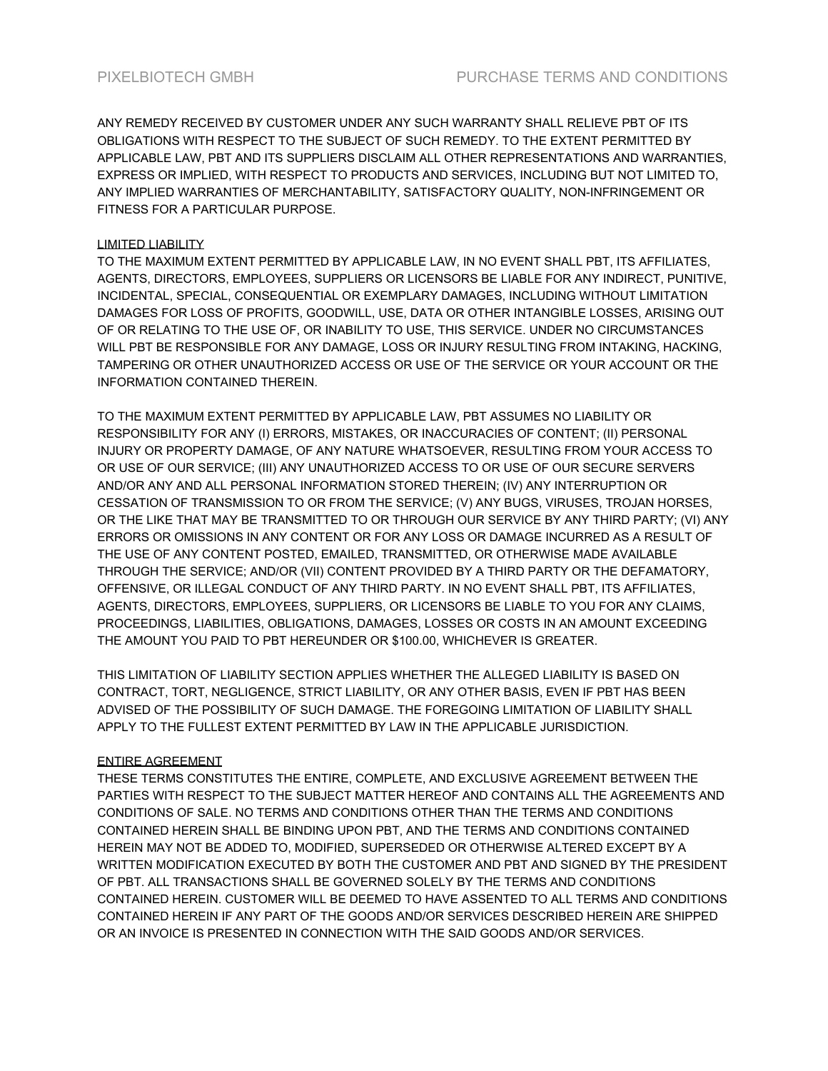ANY REMEDY RECEIVED BY CUSTOMER UNDER ANY SUCH WARRANTY SHALL RELIEVE PBT OF ITS OBLIGATIONS WITH RESPECT TO THE SUBJECT OF SUCH REMEDY. TO THE EXTENT PERMITTED BY APPLICABLE LAW, PBT AND ITS SUPPLIERS DISCLAIM ALL OTHER REPRESENTATIONS AND WARRANTIES, EXPRESS OR IMPLIED, WITH RESPECT TO PRODUCTS AND SERVICES, INCLUDING BUT NOT LIMITED TO, ANY IMPLIED WARRANTIES OF MERCHANTABILITY, SATISFACTORY QUALITY, NON-INFRINGEMENT OR FITNESS FOR A PARTICULAR PURPOSE.

## LIMITED LIABILITY

TO THE MAXIMUM EXTENT PERMITTED BY APPLICABLE LAW, IN NO EVENT SHALL PBT, ITS AFFILIATES, AGENTS, DIRECTORS, EMPLOYEES, SUPPLIERS OR LICENSORS BE LIABLE FOR ANY INDIRECT, PUNITIVE, INCIDENTAL, SPECIAL, CONSEQUENTIAL OR EXEMPLARY DAMAGES, INCLUDING WITHOUT LIMITATION DAMAGES FOR LOSS OF PROFITS, GOODWILL, USE, DATA OR OTHER INTANGIBLE LOSSES, ARISING OUT OF OR RELATING TO THE USE OF, OR INABILITY TO USE, THIS SERVICE. UNDER NO CIRCUMSTANCES WILL PBT BE RESPONSIBLE FOR ANY DAMAGE, LOSS OR INJURY RESULTING FROM INTAKING, HACKING, TAMPERING OR OTHER UNAUTHORIZED ACCESS OR USE OF THE SERVICE OR YOUR ACCOUNT OR THE INFORMATION CONTAINED THEREIN.

TO THE MAXIMUM EXTENT PERMITTED BY APPLICABLE LAW, PBT ASSUMES NO LIABILITY OR RESPONSIBILITY FOR ANY (I) ERRORS, MISTAKES, OR INACCURACIES OF CONTENT; (II) PERSONAL INJURY OR PROPERTY DAMAGE, OF ANY NATURE WHATSOEVER, RESULTING FROM YOUR ACCESS TO OR USE OF OUR SERVICE; (III) ANY UNAUTHORIZED ACCESS TO OR USE OF OUR SECURE SERVERS AND/OR ANY AND ALL PERSONAL INFORMATION STORED THEREIN; (IV) ANY INTERRUPTION OR CESSATION OF TRANSMISSION TO OR FROM THE SERVICE; (V) ANY BUGS, VIRUSES, TROJAN HORSES, OR THE LIKE THAT MAY BE TRANSMITTED TO OR THROUGH OUR SERVICE BY ANY THIRD PARTY; (VI) ANY ERRORS OR OMISSIONS IN ANY CONTENT OR FOR ANY LOSS OR DAMAGE INCURRED AS A RESULT OF THE USE OF ANY CONTENT POSTED, EMAILED, TRANSMITTED, OR OTHERWISE MADE AVAILABLE THROUGH THE SERVICE; AND/OR (VII) CONTENT PROVIDED BY A THIRD PARTY OR THE DEFAMATORY, OFFENSIVE, OR ILLEGAL CONDUCT OF ANY THIRD PARTY. IN NO EVENT SHALL PBT, ITS AFFILIATES, AGENTS, DIRECTORS, EMPLOYEES, SUPPLIERS, OR LICENSORS BE LIABLE TO YOU FOR ANY CLAIMS, PROCEEDINGS, LIABILITIES, OBLIGATIONS, DAMAGES, LOSSES OR COSTS IN AN AMOUNT EXCEEDING THE AMOUNT YOU PAID TO PBT HEREUNDER OR $100.00, WHICHEVER IS GREATER.

THIS LIMITATION OF LIABILITY SECTION APPLIES WHETHER THE ALLEGED LIABILITY IS BASED ON CONTRACT, TORT, NEGLIGENCE, STRICT LIABILITY, OR ANY OTHER BASIS, EVEN IF PBT HAS BEEN ADVISED OF THE POSSIBILITY OF SUCH DAMAGE. THE FOREGOING LIMITATION OF LIABILITY SHALL APPLY TO THE FULLEST EXTENT PERMITTED BY LAW IN THE APPLICABLE JURISDICTION.

## ENTIRE AGREEMENT

THESE TERMS CONSTITUTES THE ENTIRE, COMPLETE, AND EXCLUSIVE AGREEMENT BETWEEN THE PARTIES WITH RESPECT TO THE SUBJECT MATTER HEREOF AND CONTAINS ALL THE AGREEMENTS AND CONDITIONS OF SALE. NO TERMS AND CONDITIONS OTHER THAN THE TERMS AND CONDITIONS CONTAINED HEREIN SHALL BE BINDING UPON PBT, AND THE TERMS AND CONDITIONS CONTAINED HEREIN MAY NOT BE ADDED TO, MODIFIED, SUPERSEDED OR OTHERWISE ALTERED EXCEPT BY A WRITTEN MODIFICATION EXECUTED BY BOTH THE CUSTOMER AND PBT AND SIGNED BY THE PRESIDENT OF PBT. ALL TRANSACTIONS SHALL BE GOVERNED SOLELY BY THE TERMS AND CONDITIONS CONTAINED HEREIN. CUSTOMER WILL BE DEEMED TO HAVE ASSENTED TO ALL TERMS AND CONDITIONS CONTAINED HEREIN IF ANY PART OF THE GOODS AND/OR SERVICES DESCRIBED HEREIN ARE SHIPPED OR AN INVOICE IS PRESENTED IN CONNECTION WITH THE SAID GOODS AND/OR SERVICES.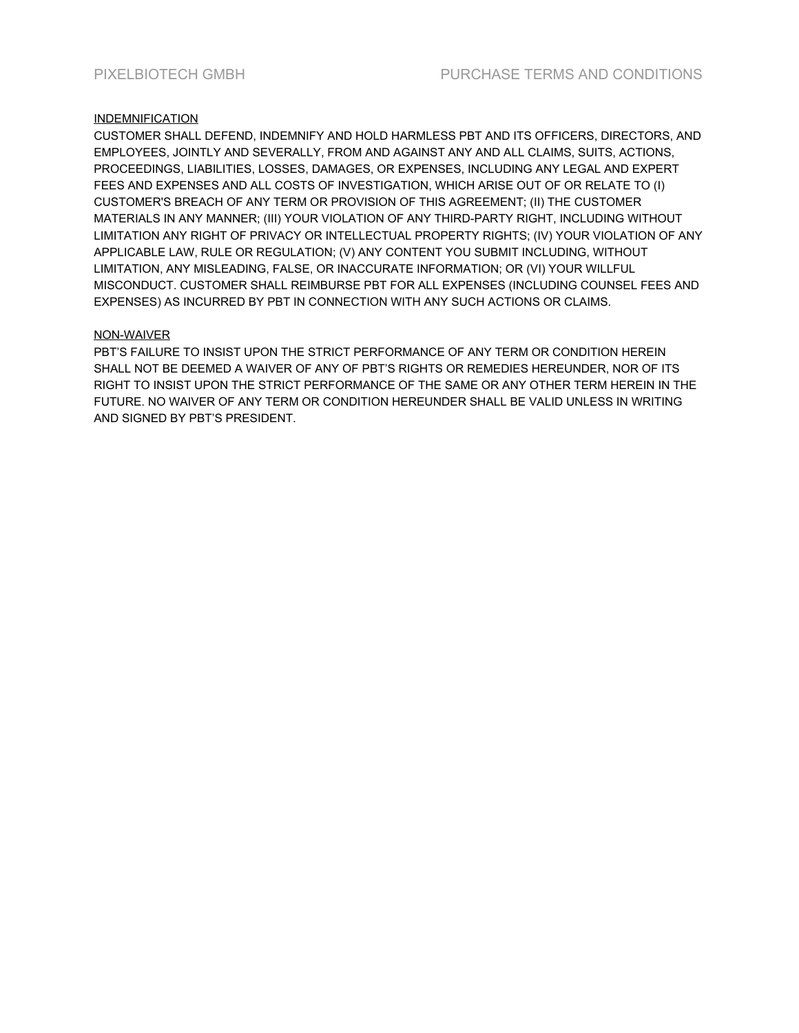## INDEMNIFICATION

CUSTOMER SHALL DEFEND, INDEMNIFY AND HOLD HARMLESS PBT AND ITS OFFICERS, DIRECTORS, AND EMPLOYEES, JOINTLY AND SEVERALLY, FROM AND AGAINST ANY AND ALL CLAIMS, SUITS, ACTIONS, PROCEEDINGS, LIABILITIES, LOSSES, DAMAGES, OR EXPENSES, INCLUDING ANY LEGAL AND EXPERT FEES AND EXPENSES AND ALL COSTS OF INVESTIGATION, WHICH ARISE OUT OF OR RELATE TO (I) CUSTOMER'S BREACH OF ANY TERM OR PROVISION OF THIS AGREEMENT; (II) THE CUSTOMER MATERIALS IN ANY MANNER; (III) YOUR VIOLATION OF ANY THIRD-PARTY RIGHT, INCLUDING WITHOUT LIMITATION ANY RIGHT OF PRIVACY OR INTELLECTUAL PROPERTY RIGHTS; (IV) YOUR VIOLATION OF ANY APPLICABLE LAW, RULE OR REGULATION; (V) ANY CONTENT YOU SUBMIT INCLUDING, WITHOUT LIMITATION, ANY MISLEADING, FALSE, OR INACCURATE INFORMATION; OR (VI) YOUR WILLFUL MISCONDUCT. CUSTOMER SHALL REIMBURSE PBT FOR ALL EXPENSES (INCLUDING COUNSEL FEES AND EXPENSES) AS INCURRED BY PBT IN CONNECTION WITH ANY SUCH ACTIONS OR CLAIMS.

## NON-WAIVER

PBT'S FAILURE TO INSIST UPON THE STRICT PERFORMANCE OF ANY TERM OR CONDITION HEREIN SHALL NOT BE DEEMED A WAIVER OF ANY OF PBT'S RIGHTS OR REMEDIES HEREUNDER, NOR OF ITS RIGHT TO INSIST UPON THE STRICT PERFORMANCE OF THE SAME OR ANY OTHER TERM HEREIN IN THE FUTURE. NO WAIVER OF ANY TERM OR CONDITION HEREUNDER SHALL BE VALID UNLESS IN WRITING AND SIGNED BY PBT'S PRESIDENT.